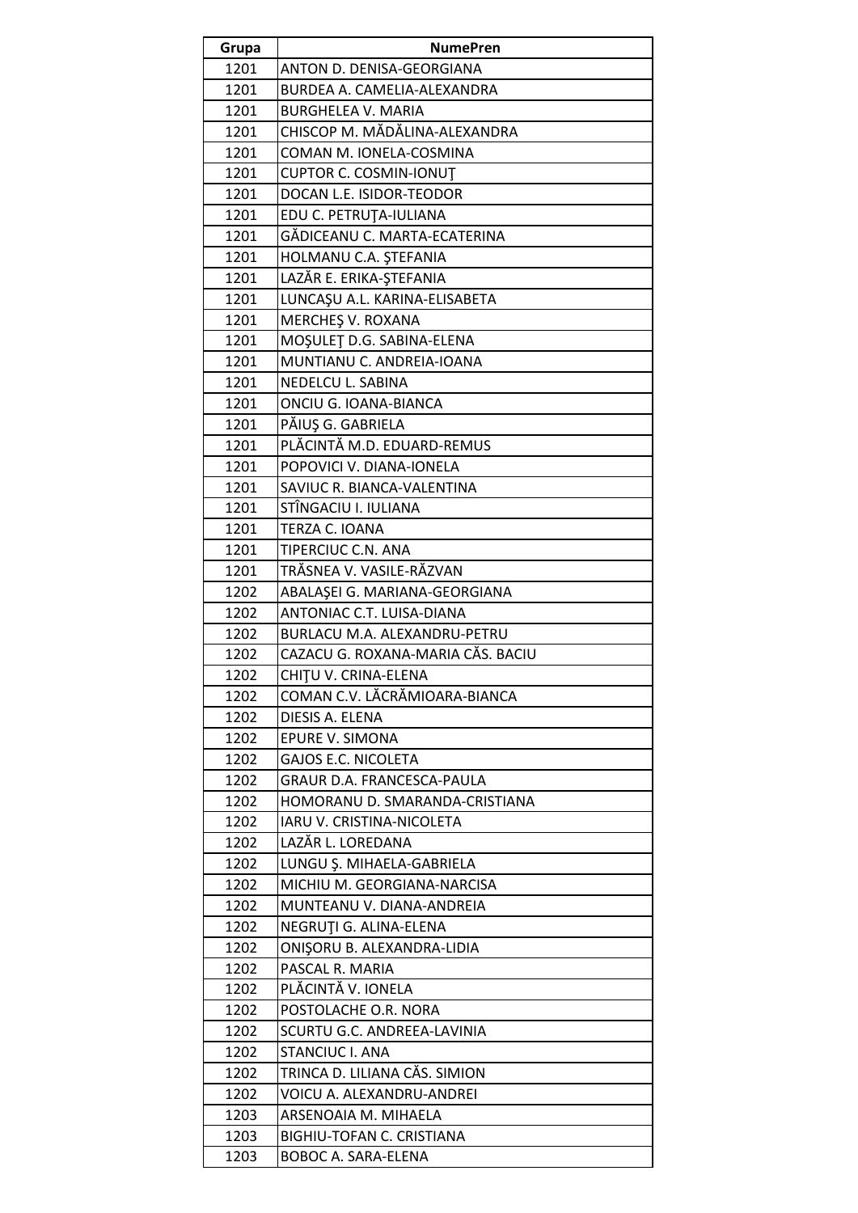| Grupa | NumePren |
| --- | --- |
| 1201 | ANTON D. DENISA-GEORGIANA |
| 1201 | BURDEA A. CAMELIA-ALEXANDRA |
| 1201 | BURGHELEA V. MARIA |
| 1201 | CHISCOP M. MĂDĂLINA-ALEXANDRA |
| 1201 | COMAN M. IONELA-COSMINA |
| 1201 | CUPTOR C. COSMIN-IONUŢ |
| 1201 | DOCAN L.E. ISIDOR-TEODOR |
| 1201 | EDU C. PETRUŢA-IULIANA |
| 1201 | GĂDICEANU C. MARTA-ECATERINA |
| 1201 | HOLMANU C.A. ŞTEFANIA |
| 1201 | LAZĂR E. ERIKA-ŞTEFANIA |
| 1201 | LUNCAŞU A.L. KARINA-ELISABETA |
| 1201 | MERCHEŞ V. ROXANA |
| 1201 | MOŞULEŢ D.G. SABINA-ELENA |
| 1201 | MUNTIANU C. ANDREIA-IOANA |
| 1201 | NEDELCU L. SABINA |
| 1201 | ONCIU G. IOANA-BIANCA |
| 1201 | PĂIUŞ G. GABRIELA |
| 1201 | PLĂCINTĂ M.D. EDUARD-REMUS |
| 1201 | POPOVICI V. DIANA-IONELA |
| 1201 | SAVIUC R. BIANCA-VALENTINA |
| 1201 | STÎNGACIU I. IULIANA |
| 1201 | TERZA C. IOANA |
| 1201 | TIPERCIUC C.N. ANA |
| 1201 | TRĂSNEA V. VASILE-RĂZVAN |
| 1202 | ABALAŞEI G. MARIANA-GEORGIANA |
| 1202 | ANTONIAC C.T. LUISA-DIANA |
| 1202 | BURLACU M.A. ALEXANDRU-PETRU |
| 1202 | CAZACU G. ROXANA-MARIA CĂS. BACIU |
| 1202 | CHIŢU V. CRINA-ELENA |
| 1202 | COMAN C.V. LĂCRĂMIOARA-BIANCA |
| 1202 | DIESIS A. ELENA |
| 1202 | EPURE V. SIMONA |
| 1202 | GAJOS E.C. NICOLETA |
| 1202 | GRAUR D.A. FRANCESCA-PAULA |
| 1202 | HOMORANU D. SMARANDA-CRISTIANA |
| 1202 | IARU V. CRISTINA-NICOLETA |
| 1202 | LAZĂR L. LOREDANA |
| 1202 | LUNGU Ş. MIHAELA-GABRIELA |
| 1202 | MICHIU M. GEORGIANA-NARCISA |
| 1202 | MUNTEANU V. DIANA-ANDREIA |
| 1202 | NEGRUŢI G. ALINA-ELENA |
| 1202 | ONIŞORU B. ALEXANDRA-LIDIA |
| 1202 | PASCAL R. MARIA |
| 1202 | PLĂCINTĂ V. IONELA |
| 1202 | POSTOLACHE O.R. NORA |
| 1202 | SCURTU G.C. ANDREEA-LAVINIA |
| 1202 | STANCIUC I. ANA |
| 1202 | TRINCA D. LILIANA CĂS. SIMION |
| 1202 | VOICU A. ALEXANDRU-ANDREI |
| 1203 | ARSENOAIA M. MIHAELA |
| 1203 | BIGHIU-TOFAN C. CRISTIANA |
| 1203 | BOBOC A. SARA-ELENA |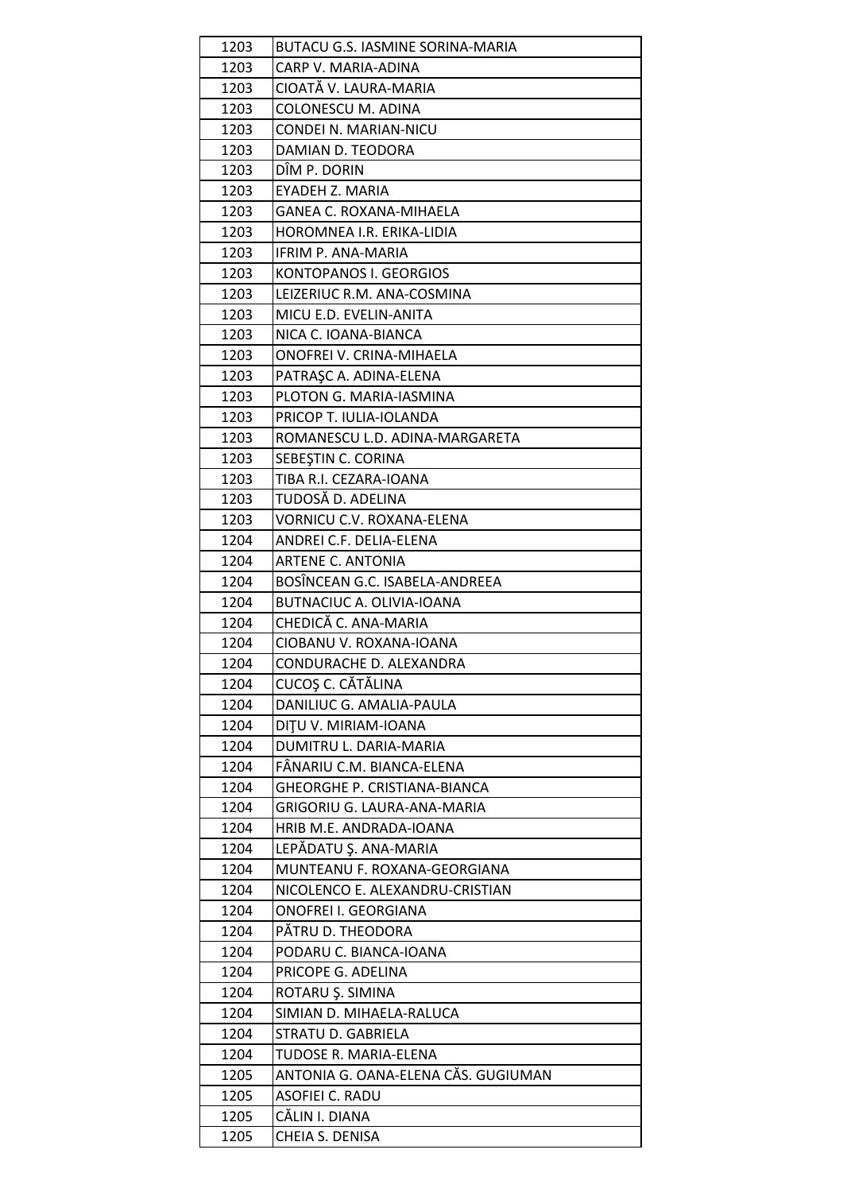| | |
|---|---|
| 1203 | BUTACU G.S. IASMINE SORINA-MARIA |
| 1203 | CARP V. MARIA-ADINA |
| 1203 | CIOATĂ V. LAURA-MARIA |
| 1203 | COLONESCU M. ADINA |
| 1203 | CONDEI N. MARIAN-NICU |
| 1203 | DAMIAN D. TEODORA |
| 1203 | DÎM P. DORIN |
| 1203 | EYADEH Z. MARIA |
| 1203 | GANEA C. ROXANA-MIHAELA |
| 1203 | HOROMNEA I.R. ERIKA-LIDIA |
| 1203 | IFRIM P. ANA-MARIA |
| 1203 | KONTOPANOS I. GEORGIOS |
| 1203 | LEIZERIUC R.M. ANA-COSMINA |
| 1203 | MICU E.D. EVELIN-ANITA |
| 1203 | NICA C. IOANA-BIANCA |
| 1203 | ONOFREI V. CRINA-MIHAELA |
| 1203 | PATRAŞC A. ADINA-ELENA |
| 1203 | PLOTON G. MARIA-IASMINA |
| 1203 | PRICOP T. IULIA-IOLANDA |
| 1203 | ROMANESCU L.D. ADINA-MARGARETA |
| 1203 | SEBEŞTIN C. CORINA |
| 1203 | TIBA R.I. CEZARA-IOANA |
| 1203 | TUDOSĂ D. ADELINA |
| 1203 | VORNICU C.V. ROXANA-ELENA |
| 1204 | ANDREI C.F. DELIA-ELENA |
| 1204 | ARTENE C. ANTONIA |
| 1204 | BOSÎNCEAN G.C. ISABELA-ANDREEA |
| 1204 | BUTNACIUC A. OLIVIA-IOANA |
| 1204 | CHEDICĂ C. ANA-MARIA |
| 1204 | CIOBANU V. ROXANA-IOANA |
| 1204 | CONDURACHE D. ALEXANDRA |
| 1204 | CUCOŞ C. CĂTĂLINA |
| 1204 | DANILIUC G. AMALIA-PAULA |
| 1204 | DIŢU V. MIRIAM-IOANA |
| 1204 | DUMITRU L. DARIA-MARIA |
| 1204 | FÂNARIU C.M. BIANCA-ELENA |
| 1204 | GHEORGHE P. CRISTIANA-BIANCA |
| 1204 | GRIGORIU G. LAURA-ANA-MARIA |
| 1204 | HRIB M.E. ANDRADA-IOANA |
| 1204 | LEPĂDATU Ş. ANA-MARIA |
| 1204 | MUNTEANU F. ROXANA-GEORGIANA |
| 1204 | NICOLENCO E. ALEXANDRU-CRISTIAN |
| 1204 | ONOFREI I. GEORGIANA |
| 1204 | PĂTRU D. THEODORA |
| 1204 | PODARU C. BIANCA-IOANA |
| 1204 | PRICOPE G. ADELINA |
| 1204 | ROTARU Ş. SIMINA |
| 1204 | SIMIAN D. MIHAELA-RALUCA |
| 1204 | STRATU D. GABRIELA |
| 1204 | TUDOSE R. MARIA-ELENA |
| 1205 | ANTONIA G. OANA-ELENA CĂS. GUGIUMAN |
| 1205 | ASOFIEI C. RADU |
| 1205 | CĂLIN I. DIANA |
| 1205 | CHEIA S. DENISA |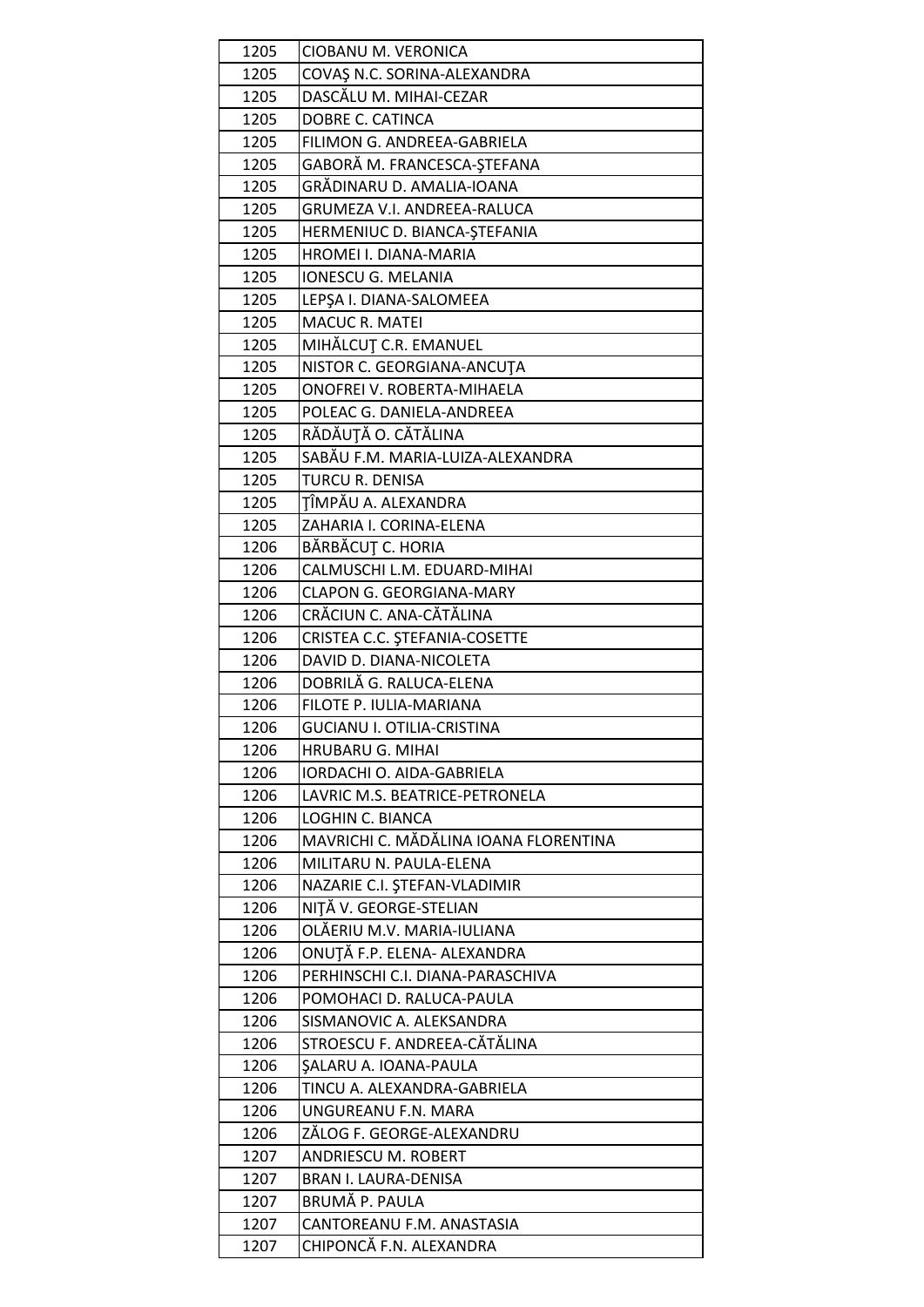| 1205 | CIOBANU M. VERONICA |
|---|---|
| 1205 | COVAŞ N.C. SORINA-ALEXANDRA |
| 1205 | DASCĂLU M. MIHAI-CEZAR |
| 1205 | DOBRE C. CATINCA |
| 1205 | FILIMON G. ANDREEA-GABRIELA |
| 1205 | GABORĂ M. FRANCESCA-ŞTEFANA |
| 1205 | GRĂDINARU D. AMALIA-IOANA |
| 1205 | GRUMEZA V.I. ANDREEA-RALUCA |
| 1205 | HERMENIUC D. BIANCA-ŞTEFANIA |
| 1205 | HROMEI I. DIANA-MARIA |
| 1205 | IONESCU G. MELANIA |
| 1205 | LEPŞA I. DIANA-SALOMEEA |
| 1205 | MACUC R. MATEI |
| 1205 | MIHĂLCUŢ C.R. EMANUEL |
| 1205 | NISTOR C. GEORGIANA-ANCUŢA |
| 1205 | ONOFREI V. ROBERTA-MIHAELA |
| 1205 | POLEAC G. DANIELA-ANDREEA |
| 1205 | RĂDĂUŢĂ O. CĂTĂLINA |
| 1205 | SABĂU F.M. MARIA-LUIZA-ALEXANDRA |
| 1205 | TURCU R. DENISA |
| 1205 | ŢÎMPĂU A. ALEXANDRA |
| 1205 | ZAHARIA I. CORINA-ELENA |
| 1206 | BĂRBĂCUŢ C. HORIA |
| 1206 | CALMUSCHI L.M. EDUARD-MIHAI |
| 1206 | CLAPON G. GEORGIANA-MARY |
| 1206 | CRĂCIUN C. ANA-CĂTĂLINA |
| 1206 | CRISTEA C.C. ŞTEFANIA-COSETTE |
| 1206 | DAVID D. DIANA-NICOLETA |
| 1206 | DOBRILĂ G. RALUCA-ELENA |
| 1206 | FILOTE P. IULIA-MARIANA |
| 1206 | GUCIANU I. OTILIA-CRISTINA |
| 1206 | HRUBARU G. MIHAI |
| 1206 | IORDACHI O. AIDA-GABRIELA |
| 1206 | LAVRIC M.S. BEATRICE-PETRONELA |
| 1206 | LOGHIN C. BIANCA |
| 1206 | MAVRICHI C. MĂDĂLINA IOANA FLORENTINA |
| 1206 | MILITARU N. PAULA-ELENA |
| 1206 | NAZARIE C.I. ŞTEFAN-VLADIMIR |
| 1206 | NIŢĂ V. GEORGE-STELIAN |
| 1206 | OLĂERIU M.V. MARIA-IULIANA |
| 1206 | ONUŢĂ F.P. ELENA- ALEXANDRA |
| 1206 | PERHINSCHI C.I. DIANA-PARASCHIVA |
| 1206 | POMOHACI D. RALUCA-PAULA |
| 1206 | SISMANOVIC A. ALEKSANDRA |
| 1206 | STROESCU F. ANDREEA-CĂTĂLINA |
| 1206 | ŞALARU A. IOANA-PAULA |
| 1206 | TINCU A. ALEXANDRA-GABRIELA |
| 1206 | UNGUREANU F.N. MARA |
| 1206 | ZĂLOG F. GEORGE-ALEXANDRU |
| 1207 | ANDRIESCU M. ROBERT |
| 1207 | BRAN I. LAURA-DENISA |
| 1207 | BRUMĂ P. PAULA |
| 1207 | CANTOREANU F.M. ANASTASIA |
| 1207 | CHIPONCĂ F.N. ALEXANDRA |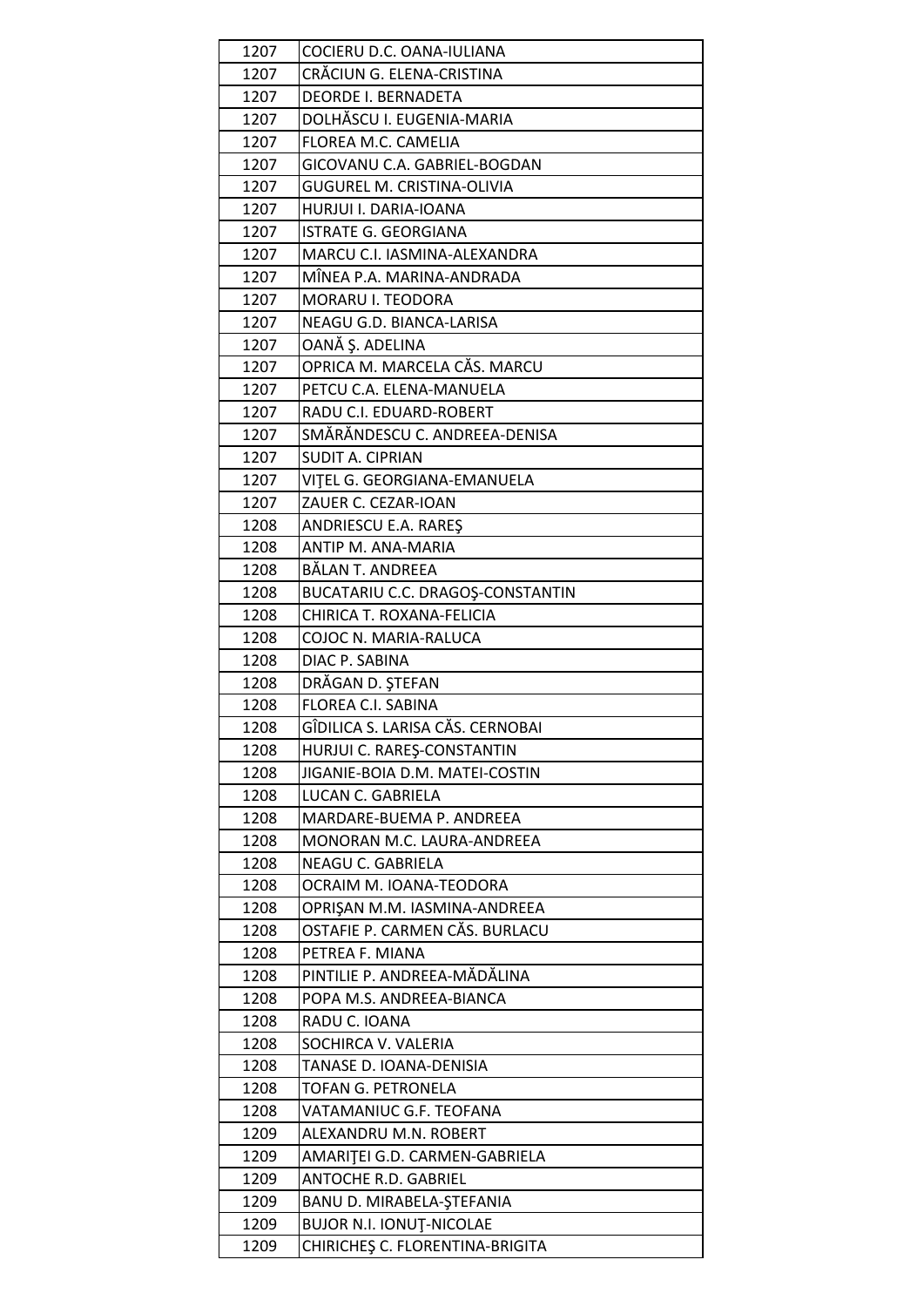| 1207 | COCIERU D.C. OANA-IULIANA |
|---|---|
| 1207 | CRĂCIUN G. ELENA-CRISTINA |
| 1207 | DEORDE I. BERNADETA |
| 1207 | DOLHĂSCU I. EUGENIA-MARIA |
| 1207 | FLOREA M.C. CAMELIA |
| 1207 | GICOVANU C.A. GABRIEL-BOGDAN |
| 1207 | GUGUREL M. CRISTINA-OLIVIA |
| 1207 | HURJUI I. DARIA-IOANA |
| 1207 | ISTRATE G. GEORGIANA |
| 1207 | MARCU C.I. IASMINA-ALEXANDRA |
| 1207 | MÎNEA P.A. MARINA-ANDRADA |
| 1207 | MORARU I. TEODORA |
| 1207 | NEAGU G.D. BIANCA-LARISA |
| 1207 | OANĂ Ş. ADELINA |
| 1207 | OPRICA M. MARCELA CĂS. MARCU |
| 1207 | PETCU C.A. ELENA-MANUELA |
| 1207 | RADU C.I. EDUARD-ROBERT |
| 1207 | SMĂRĂNDESCU C. ANDREEA-DENISA |
| 1207 | SUDIT A. CIPRIAN |
| 1207 | VIŢEL G. GEORGIANA-EMANUELA |
| 1207 | ZAUER C. CEZAR-IOAN |
| 1208 | ANDRIESCU E.A. RAREŞ |
| 1208 | ANTIP M. ANA-MARIA |
| 1208 | BĂLAN T. ANDREEA |
| 1208 | BUCATARIU C.C. DRAGOŞ-CONSTANTIN |
| 1208 | CHIRICA T. ROXANA-FELICIA |
| 1208 | COJOC N. MARIA-RALUCA |
| 1208 | DIAC P. SABINA |
| 1208 | DRĂGAN D. ŞTEFAN |
| 1208 | FLOREA C.I. SABINA |
| 1208 | GÎDILICA S. LARISA CĂS. CERNOBAI |
| 1208 | HURJUI C. RAREŞ-CONSTANTIN |
| 1208 | JIGANIE-BOIA D.M. MATEI-COSTIN |
| 1208 | LUCAN C. GABRIELA |
| 1208 | MARDARE-BUEMA P. ANDREEA |
| 1208 | MONORAN M.C. LAURA-ANDREEA |
| 1208 | NEAGU C. GABRIELA |
| 1208 | OCRAIM M. IOANA-TEODORA |
| 1208 | OPRIŞAN M.M. IASMINA-ANDREEA |
| 1208 | OSTAFIE P. CARMEN CĂS. BURLACU |
| 1208 | PETREA F. MIANA |
| 1208 | PINTILIE P. ANDREEA-MĂDĂLINA |
| 1208 | POPA M.S. ANDREEA-BIANCA |
| 1208 | RADU C. IOANA |
| 1208 | SOCHIRCA V. VALERIA |
| 1208 | TANASE D. IOANA-DENISIA |
| 1208 | TOFAN G. PETRONELA |
| 1208 | VATAMANIUC G.F. TEOFANA |
| 1209 | ALEXANDRU M.N. ROBERT |
| 1209 | AMARIŢEI G.D. CARMEN-GABRIELA |
| 1209 | ANTOCHE R.D. GABRIEL |
| 1209 | BANU D. MIRABELA-ŞTEFANIA |
| 1209 | BUJOR N.I. IONUŢ-NICOLAE |
| 1209 | CHIRICHEŞ C. FLORENTINA-BRIGITA |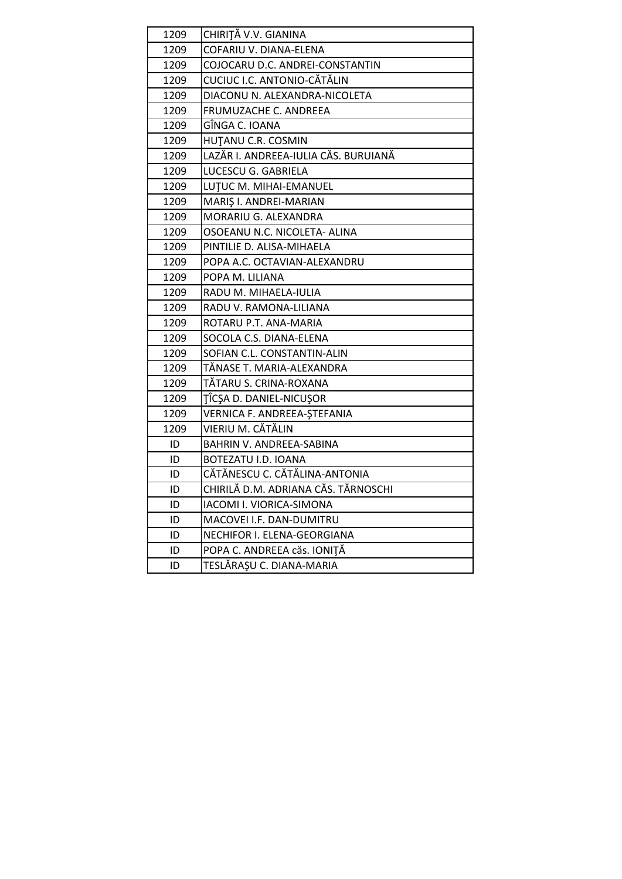| | |
|---|---|
| 1209 | CHIRIŢĂ V.V. GIANINA |
| 1209 | COFARIU V. DIANA-ELENA |
| 1209 | COJOCARU D.C. ANDREI-CONSTANTIN |
| 1209 | CUCIUC I.C. ANTONIO-CĂTĂLIN |
| 1209 | DIACONU N. ALEXANDRA-NICOLETA |
| 1209 | FRUMUZACHE C. ANDREEA |
| 1209 | GÎNGA C. IOANA |
| 1209 | HUŢANU C.R. COSMIN |
| 1209 | LAZĂR I. ANDREEA-IULIA CĂS. BURUIANĂ |
| 1209 | LUCESCU G. GABRIELA |
| 1209 | LUŢUC M. MIHAI-EMANUEL |
| 1209 | MARIŞ I. ANDREI-MARIAN |
| 1209 | MORARIU G. ALEXANDRA |
| 1209 | OSOEANU N.C. NICOLETA- ALINA |
| 1209 | PINTILIE D. ALISA-MIHAELA |
| 1209 | POPA A.C. OCTAVIAN-ALEXANDRU |
| 1209 | POPA M. LILIANA |
| 1209 | RADU M. MIHAELA-IULIA |
| 1209 | RADU V. RAMONA-LILIANA |
| 1209 | ROTARU P.T. ANA-MARIA |
| 1209 | SOCOLA C.S. DIANA-ELENA |
| 1209 | SOFIAN C.L. CONSTANTIN-ALIN |
| 1209 | TĂNASE T. MARIA-ALEXANDRA |
| 1209 | TĂTARU S. CRINA-ROXANA |
| 1209 | ŢÎCŞA D. DANIEL-NICUŞOR |
| 1209 | VERNICA F. ANDREEA-ŞTEFANIA |
| 1209 | VIERIU M. CĂTĂLIN |
| ID | BAHRIN V. ANDREEA-SABINA |
| ID | BOTEZATU I.D. IOANA |
| ID | CĂTĂNESCU C. CĂTĂLINA-ANTONIA |
| ID | CHIRILĂ D.M. ADRIANA CĂS. TĂRNOSCHI |
| ID | IACOMI I. VIORICA-SIMONA |
| ID | MACOVEI I.F. DAN-DUMITRU |
| ID | NECHIFOR I. ELENA-GEORGIANA |
| ID | POPA C. ANDREEA căs. IONIŢĂ |
| ID | TESLĂRAŞU C. DIANA-MARIA |